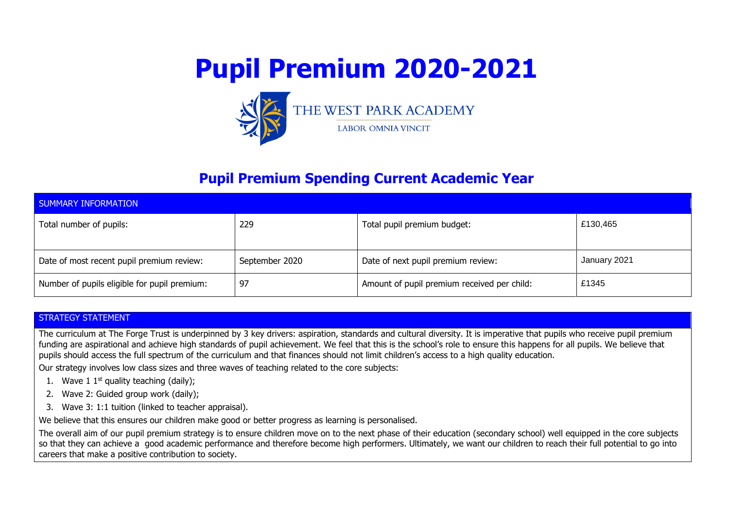# Pupil Premium 2020-2021

THE WEST PARK ACADEMY

LABOR OMNIA VINCIT

## Pupil Premium Spending Current Academic Year

| SUMMARY INFORMATION | | | |
|---|---|---|---|
| Total number of pupils: | 229 | Total pupil premium budget: | £130,465 |
| Date of most recent pupil premium review: | September 2020 | Date of next pupil premium review: | January 2021 |
| Number of pupils eligible for pupil premium: | 97 | Amount of pupil premium received per child: | £1345 |

### STRATEGY STATEMENT

The curriculum at The Forge Trust is underpinned by 3 key drivers: aspiration, standards and cultural diversity. It is imperative that pupils who receive pupil premium funding are aspirational and achieve high standards of pupil achievement. We feel that this is the school's role to ensure this happens for all pupils. We believe that pupils should access the full spectrum of the curriculum and that finances should not limit children's access to a high quality education.

Our strategy involves low class sizes and three waves of teaching related to the core subjects:

1. Wave 1 1st quality teaching (daily);
2. Wave 2: Guided group work (daily);
3. Wave 3: 1:1 tuition (linked to teacher appraisal).

We believe that this ensures our children make good or better progress as learning is personalised.

The overall aim of our pupil premium strategy is to ensure children move on to the next phase of their education (secondary school) well equipped in the core subjects so that they can achieve a good academic performance and therefore become high performers. Ultimately, we want our children to reach their full potential to go into careers that make a positive contribution to society.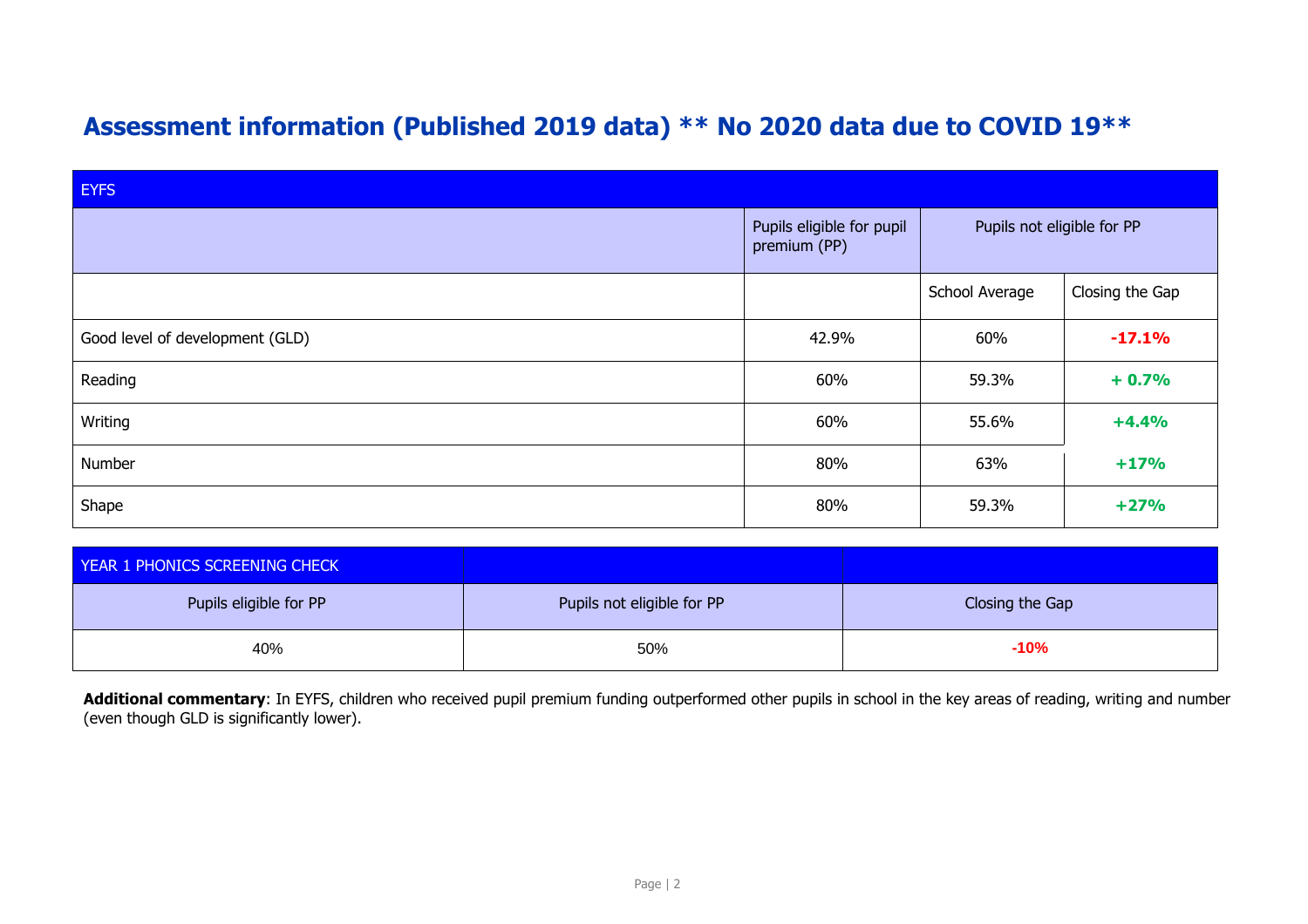# Assessment information (Published 2019 data) ** No 2020 data due to COVID 19**

| EYFS | | | |
|---|---|---|---|
| | Pupils eligible for pupil premium (PP) | Pupils not eligible for PP | |
| | | School Average | Closing the Gap |
| Good level of development (GLD) | 42.9% | 60% | **-17.1%** |
| Reading | 60% | 59.3% | **+ 0.7%** |
| Writing | 60% | 55.6% | **+4.4%** |
| Number | 80% | 63% | **+17%** |
| Shape | 80% | 59.3% | **+27%** |

| YEAR 1 PHONICS SCREENING CHECK | | |
|---|---|---|
| Pupils eligible for PP | Pupils not eligible for PP | Closing the Gap |
| 40% | 50% | **-10%** |

**Additional commentary**: In EYFS, children who received pupil premium funding outperformed other pupils in school in the key areas of reading, writing and number (even though GLD is significantly lower).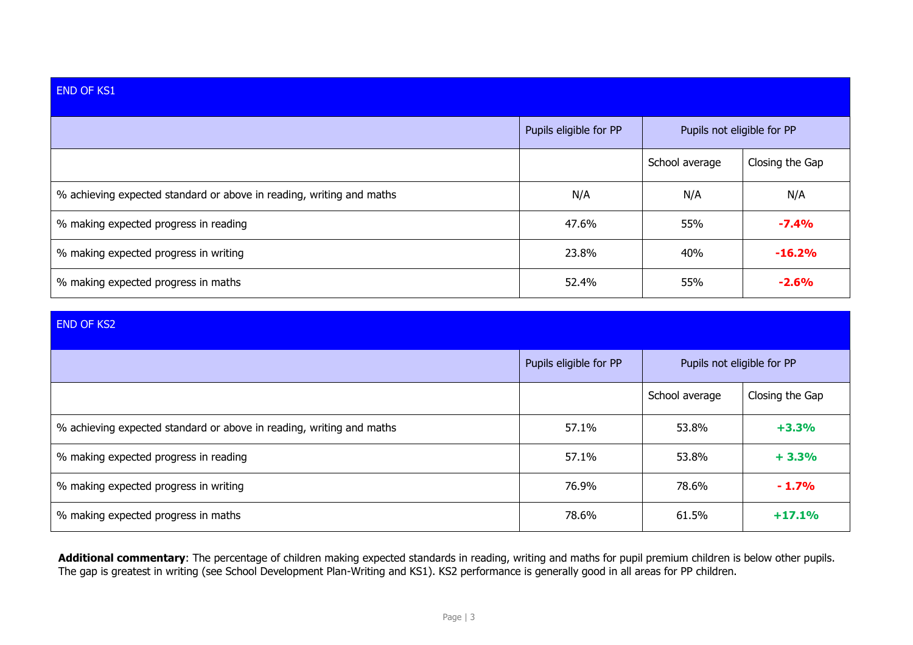| END OF KS1 | | | |
|---|---|---|---|
| | Pupils eligible for PP | Pupils not eligible for PP | |
| | | School average | Closing the Gap |
| % achieving expected standard or above in reading, writing and maths | N/A | N/A | N/A |
| % making expected progress in reading | 47.6% | 55% | **-7.4%** |
| % making expected progress in writing | 23.8% | 40% | **-16.2%** |
| % making expected progress in maths | 52.4% | 55% | **-2.6%** |

| END OF KS2 | | | |
|---|---|---|---|
| | Pupils eligible for PP | Pupils not eligible for PP | |
| | | School average | Closing the Gap |
| % achieving expected standard or above in reading, writing and maths | 57.1% | 53.8% | **+3.3%** |
| % making expected progress in reading | 57.1% | 53.8% | **+ 3.3%** |
| % making expected progress in writing | 76.9% | 78.6% | **- 1.7%** |
| % making expected progress in maths | 78.6% | 61.5% | **+17.1%** |

**Additional commentary**: The percentage of children making expected standards in reading, writing and maths for pupil premium children is below other pupils. The gap is greatest in writing (see School Development Plan-Writing and KS1). KS2 performance is generally good in all areas for PP children.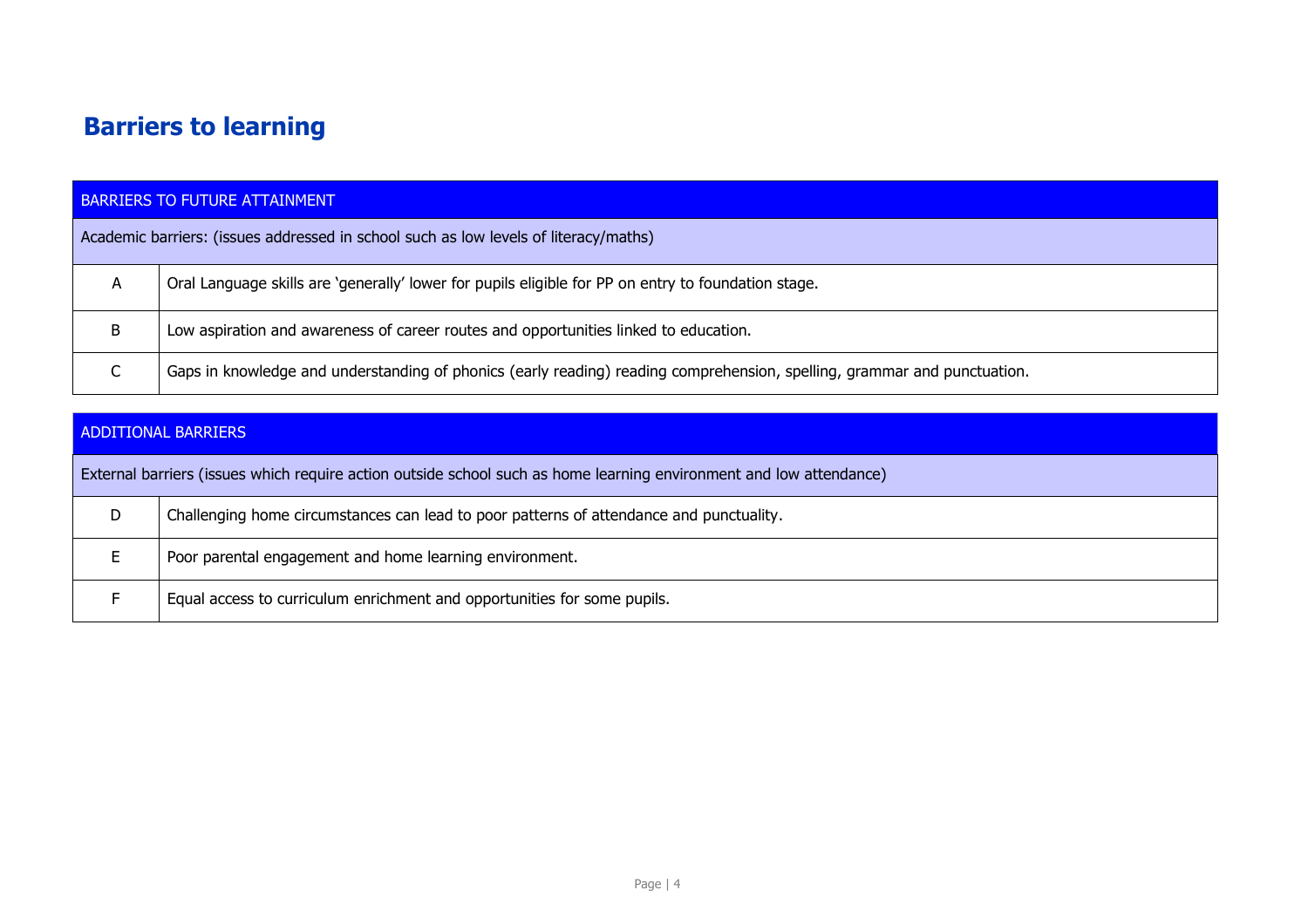## Barriers to learning

| BARRIERS TO FUTURE ATTAINMENT | |
|---|---|
| Academic barriers: (issues addressed in school such as low levels of literacy/maths) | |
| A | Oral Language skills are 'generally' lower for pupils eligible for PP on entry to foundation stage. |
| B | Low aspiration and awareness of career routes and opportunities linked to education. |
| C | Gaps in knowledge and understanding of phonics (early reading) reading comprehension, spelling, grammar and punctuation. |

| ADDITIONAL BARRIERS | |
|---|---|
| External barriers (issues which require action outside school such as home learning environment and low attendance) | |
| D | Challenging home circumstances can lead to poor patterns of attendance and punctuality. |
| E | Poor parental engagement and home learning environment. |
| F | Equal access to curriculum enrichment and opportunities for some pupils. |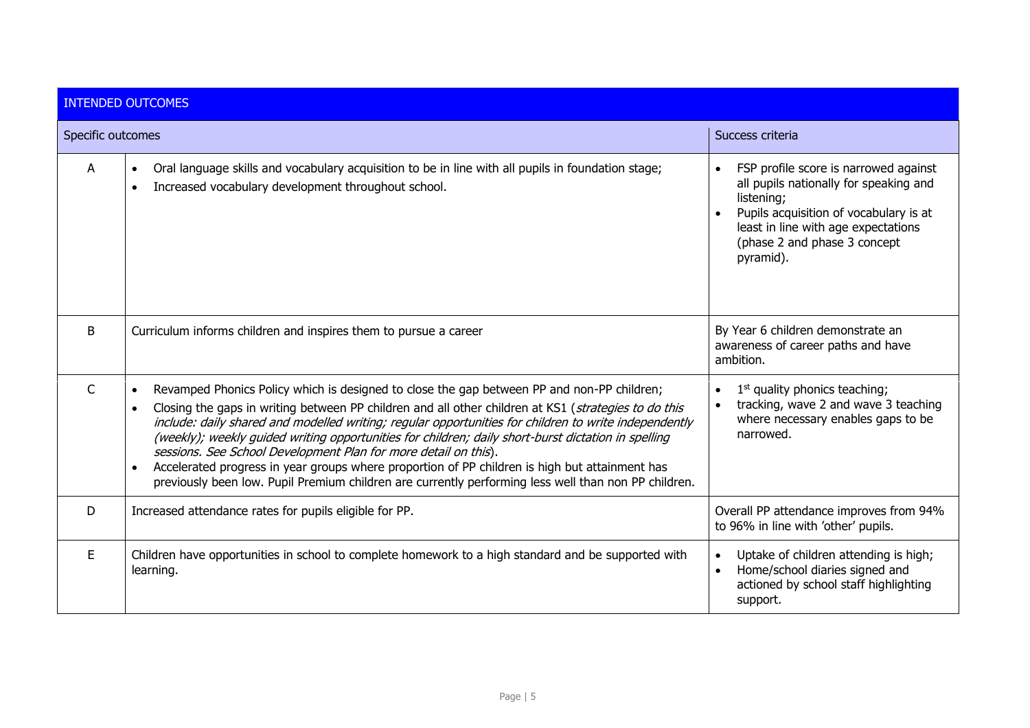| INTENDED OUTCOMES | | |
|---|---|---|
| | Specific outcomes | Success criteria |
| A | • Oral language skills and vocabulary acquisition to be in line with all pupils in foundation stage;<br>• Increased vocabulary development throughout school. | • FSP profile score is narrowed against all pupils nationally for speaking and listening;<br>• Pupils acquisition of vocabulary is at least in line with age expectations (phase 2 and phase 3 concept pyramid). |
| B | Curriculum informs children and inspires them to pursue a career | By Year 6 children demonstrate an awareness of career paths and have ambition. |
| C | • Revamped Phonics Policy which is designed to close the gap between PP and non-PP children;<br>• Closing the gaps in writing between PP children and all other children at KS1 (*strategies to do this include: daily shared and modelled writing; regular opportunities for children to write independently (weekly); weekly guided writing opportunities for children; daily short-burst dictation in spelling sessions. See School Development Plan for more detail on this*).<br>• Accelerated progress in year groups where proportion of PP children is high but attainment has previously been low. Pupil Premium children are currently performing less well than non PP children. | • 1st quality phonics teaching;<br>• tracking, wave 2 and wave 3 teaching where necessary enables gaps to be narrowed. |
| D | Increased attendance rates for pupils eligible for PP. | Overall PP attendance improves from 94% to 96% in line with 'other' pupils. |
| E | Children have opportunities in school to complete homework to a high standard and be supported with learning. | • Uptake of children attending is high;<br>• Home/school diaries signed and actioned by school staff highlighting support. |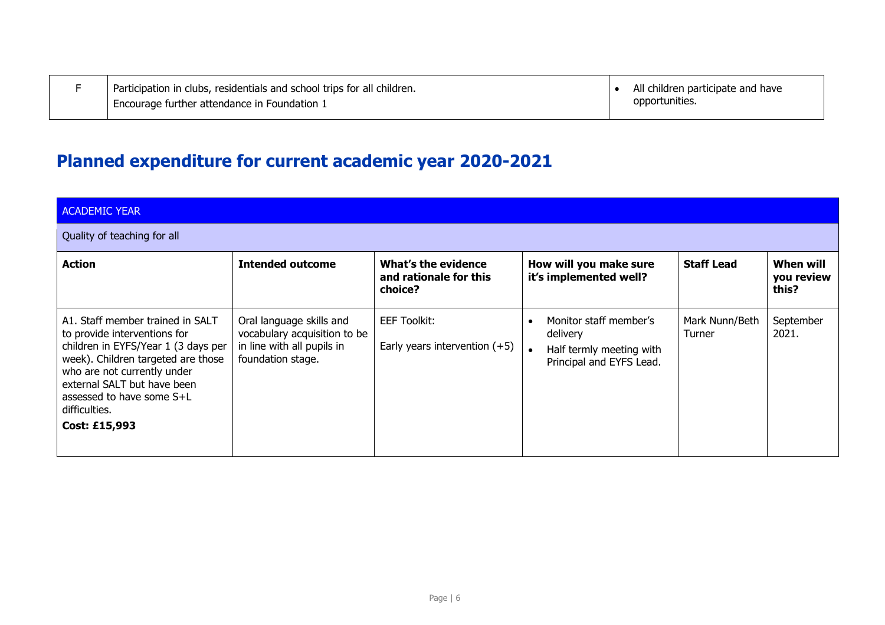| F | Participation in clubs, residentials and school trips for all children.<br>Encourage further attendance in Foundation 1 | • All children participate and have opportunities. |
|---|---|---|

# Planned expenditure for current academic year 2020-2021

| ACADEMIC YEAR | | | | | |
|---|---|---|---|---|---|
| Quality of teaching for all | | | | | |
| **Action** | **Intended outcome** | **What's the evidence and rationale for this choice?** | **How will you make sure it's implemented well?** | **Staff Lead** | **When will you review this?** |
| A1. Staff member trained in SALT to provide interventions for children in EYFS/Year 1 (3 days per week). Children targeted are those who are not currently under external SALT but have been assessed to have some S+L difficulties.<br>**Cost: £15,993** | Oral language skills and vocabulary acquisition to be in line with all pupils in foundation stage. | EEF Toolkit:<br>Early years intervention (+5) | • Monitor staff member's delivery<br>• Half termly meeting with Principal and EYFS Lead. | Mark Nunn/Beth Turner | September 2021. |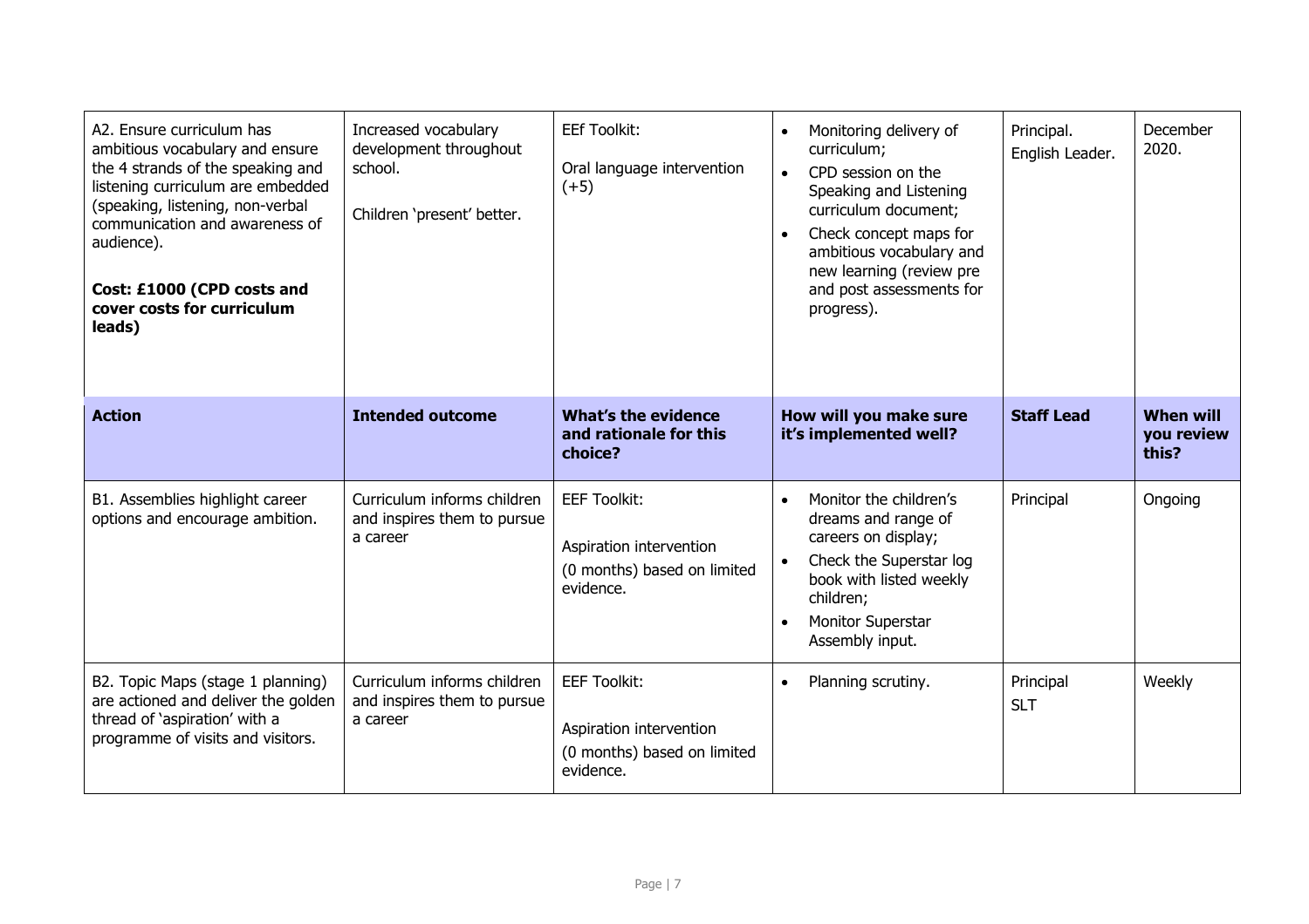| A2. Ensure curriculum has ambitious vocabulary and ensure the 4 strands of the speaking and listening curriculum are embedded (speaking, listening, non-verbal communication and awareness of audience).<br><br>**Cost: £1000 (CPD costs and cover costs for curriculum leads)** | Increased vocabulary development throughout school.<br><br>Children 'present' better. | EEf Toolkit:<br><br>Oral language intervention (+5) | • Monitoring delivery of curriculum;<br>• CPD session on the Speaking and Listening curriculum document;<br>• Check concept maps for ambitious vocabulary and new learning (review pre and post assessments for progress). | Principal.<br>English Leader. | December 2020. |
|---|---|---|---|---|---|
| **Action** | **Intended outcome** | **What's the evidence and rationale for this choice?** | **How will you make sure it's implemented well?** | **Staff Lead** | **When will you review this?** |
| B1. Assemblies highlight career options and encourage ambition. | Curriculum informs children and inspires them to pursue a career | EEF Toolkit:<br><br>Aspiration intervention<br>(0 months) based on limited evidence. | • Monitor the children's dreams and range of careers on display;<br>• Check the Superstar log book with listed weekly children;<br>• Monitor Superstar Assembly input. | Principal | Ongoing |
| B2. Topic Maps (stage 1 planning) are actioned and deliver the golden thread of 'aspiration' with a programme of visits and visitors. | Curriculum informs children and inspires them to pursue a career | EEF Toolkit:<br><br>Aspiration intervention<br>(0 months) based on limited evidence. | • Planning scrutiny. | Principal<br>SLT | Weekly |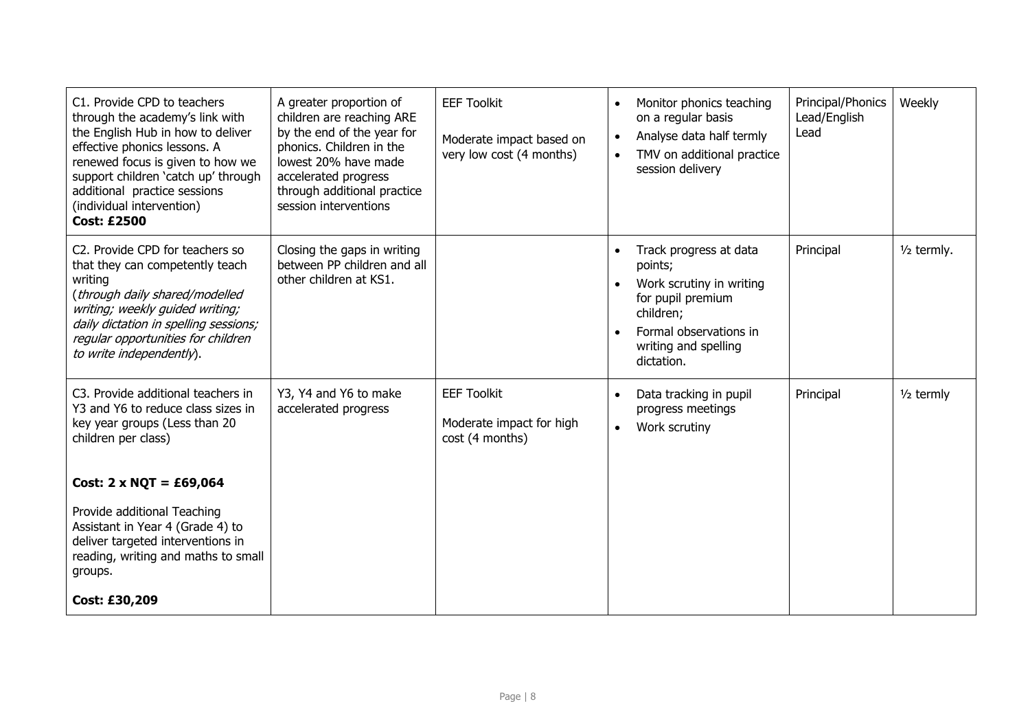| | | | | | |
|---|---|---|---|---|---|
| C1. Provide CPD to teachers through the academy's link with the English Hub in how to deliver effective phonics lessons. A renewed focus is given to how we support children 'catch up' through additional practice sessions (individual intervention)<br>**Cost: £2500** | A greater proportion of children are reaching ARE by the end of the year for phonics. Children in the lowest 20% have made accelerated progress through additional practice session interventions | EEF Toolkit<br><br>Moderate impact based on very low cost (4 months) | • Monitor phonics teaching on a regular basis<br>• Analyse data half termly<br>• TMV on additional practice session delivery | Principal/Phonics Lead/English Lead | Weekly |
| C2. Provide CPD for teachers so that they can competently teach writing<br>(*through daily shared/modelled writing; weekly guided writing; daily dictation in spelling sessions; regular opportunities for children to write independently*). | Closing the gaps in writing between PP children and all other children at KS1. | | • Track progress at data points;<br>• Work scrutiny in writing for pupil premium children;<br>• Formal observations in writing and spelling dictation. | Principal | ½ termly. |
| C3. Provide additional teachers in Y3 and Y6 to reduce class sizes in key year groups (Less than 20 children per class)<br><br>**Cost: 2 x NQT = £69,064**<br><br>Provide additional Teaching Assistant in Year 4 (Grade 4) to deliver targeted interventions in reading, writing and maths to small groups.<br><br>**Cost: £30,209** | Y3, Y4 and Y6 to make accelerated progress | EEF Toolkit<br><br>Moderate impact for high cost (4 months) | • Data tracking in pupil progress meetings<br>• Work scrutiny | Principal | ½ termly |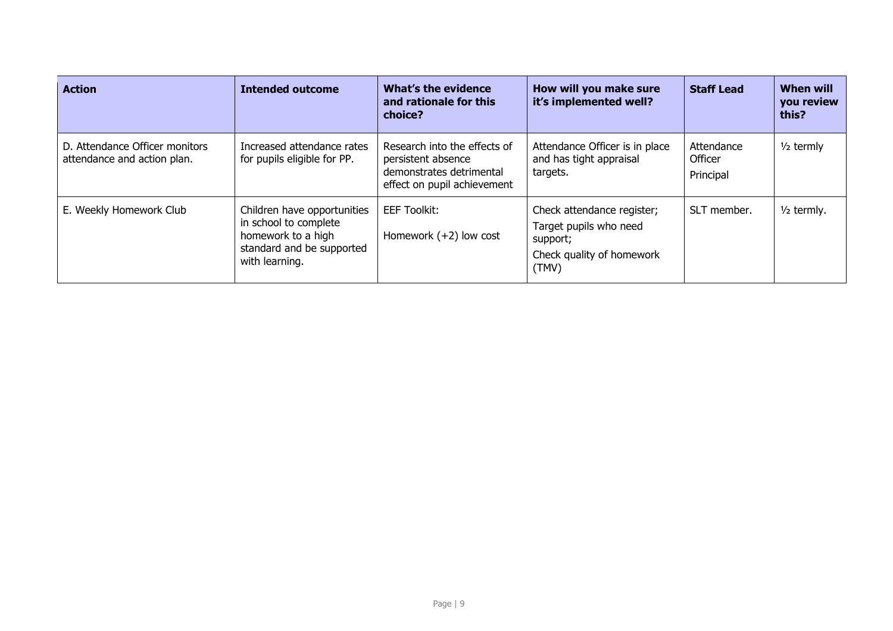| Action | Intended outcome | What's the evidence and rationale for this choice? | How will you make sure it's implemented well? | Staff Lead | When will you review this? |
|---|---|---|---|---|---|
| D. Attendance Officer monitors attendance and action plan. | Increased attendance rates for pupils eligible for PP. | Research into the effects of persistent absence demonstrates detrimental effect on pupil achievement | Attendance Officer is in place and has tight appraisal targets. | Attendance Officer<br>Principal | ½ termly |
| E. Weekly Homework Club | Children have opportunities in school to complete homework to a high standard and be supported with learning. | EEF Toolkit:<br>Homework (+2) low cost | Check attendance register;<br>Target pupils who need support;<br>Check quality of homework (TMV) | SLT member. | ½ termly. |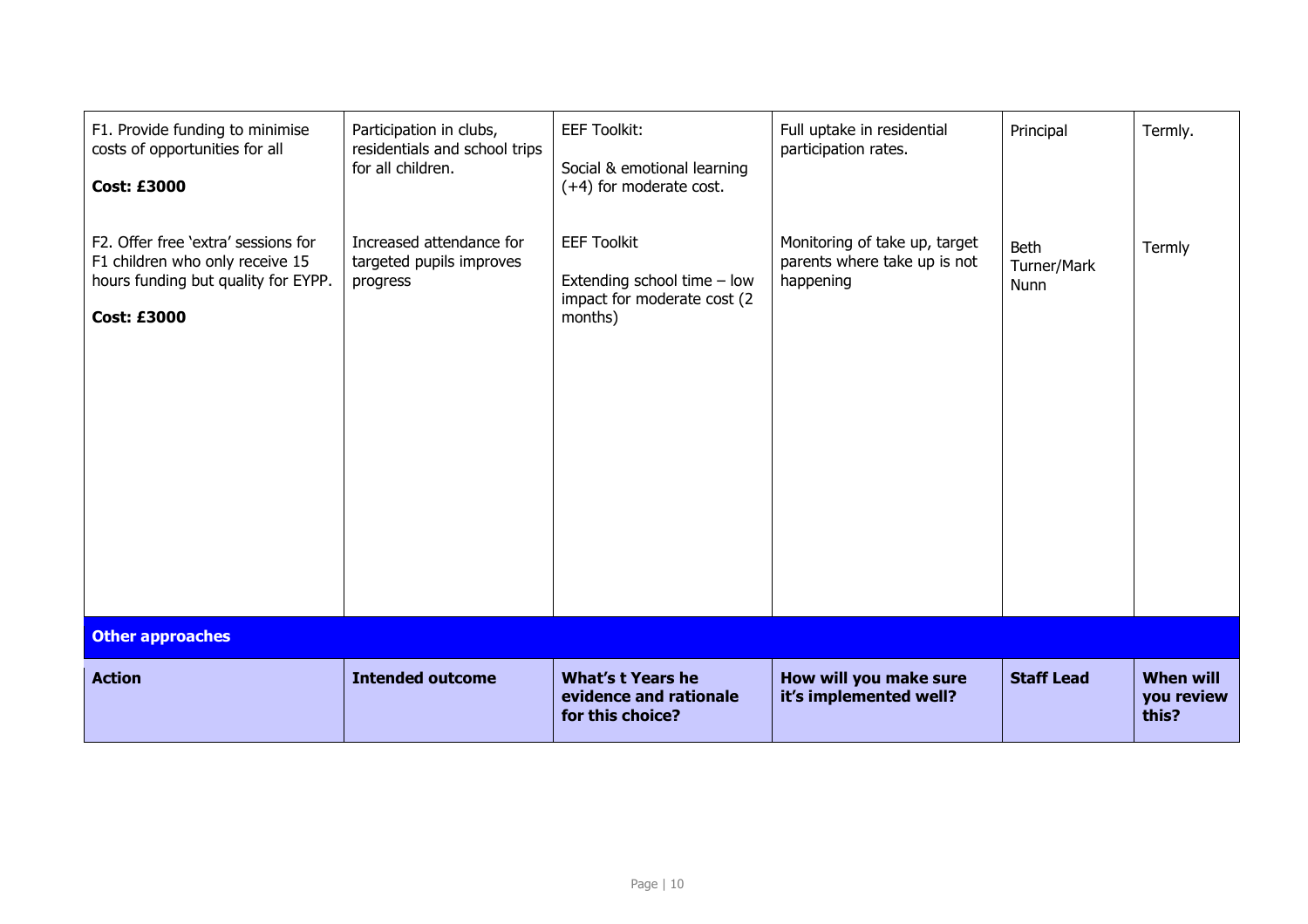| | | | | | |
|---|---|---|---|---|---|
| F1. Provide funding to minimise costs of opportunities for all<br><br>**Cost: £3000** | Participation in clubs, residentials and school trips for all children. | EEF Toolkit:<br><br>Social & emotional learning (+4) for moderate cost. | Full uptake in residential participation rates. | Principal | Termly. |
| F2. Offer free 'extra' sessions for F1 children who only receive 15 hours funding but quality for EYPP.<br><br>**Cost: £3000** | Increased attendance for targeted pupils improves progress | EEF Toolkit<br><br>Extending school time – low impact for moderate cost (2 months) | Monitoring of take up, target parents where take up is not happening | Beth Turner/Mark Nunn | Termly |

**Other approaches**

| Action | Intended outcome | What's t Years he evidence and rationale for this choice? | How will you make sure it's implemented well? | Staff Lead | When will you review this? |
|---|---|---|---|---|---|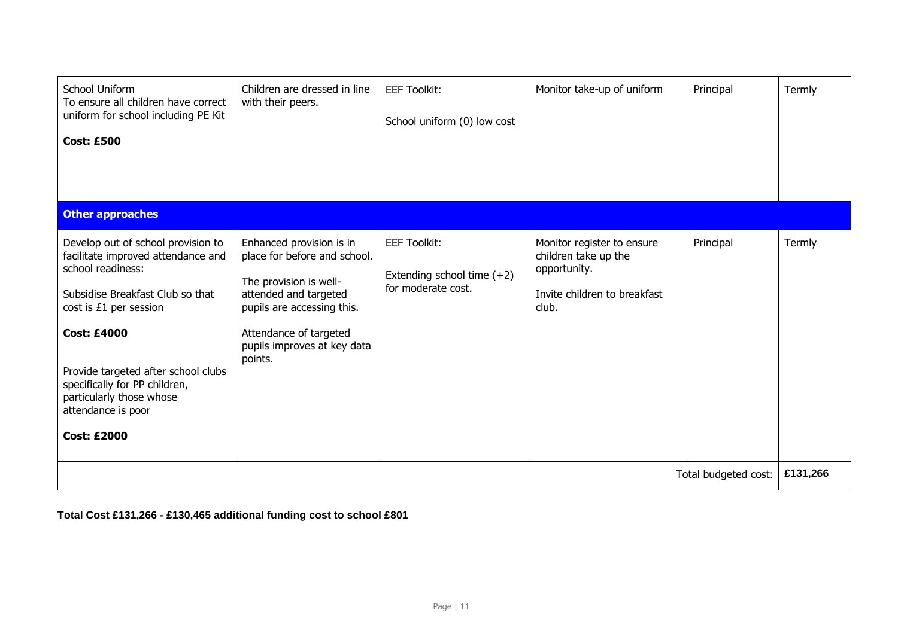| | | | | | |
|---|---|---|---|---|---|
| School Uniform<br>To ensure all children have correct uniform for school including PE Kit<br><br>**Cost: £500** | Children are dressed in line with their peers. | EEF Toolkit:<br><br>School uniform (0) low cost | Monitor take-up of uniform | Principal | Termly |
| **Other approaches** | | | | | |
| Develop out of school provision to facilitate improved attendance and school readiness:<br><br>Subsidise Breakfast Club so that cost is £1 per session<br><br>**Cost: £4000**<br><br>Provide targeted after school clubs specifically for PP children, particularly those whose attendance is poor<br><br>**Cost: £2000** | Enhanced provision is in place for before and school.<br><br>The provision is well-attended and targeted pupils are accessing this.<br><br>Attendance of targeted pupils improves at key data points. | EEF Toolkit:<br><br>Extending school time (+2) for moderate cost. | Monitor register to ensure children take up the opportunity.<br><br>Invite children to breakfast club. | Principal | Termly |
| | | | | Total budgeted cost: | **£131,266** |

**Total Cost £131,266 - £130,465 additional funding cost to school £801**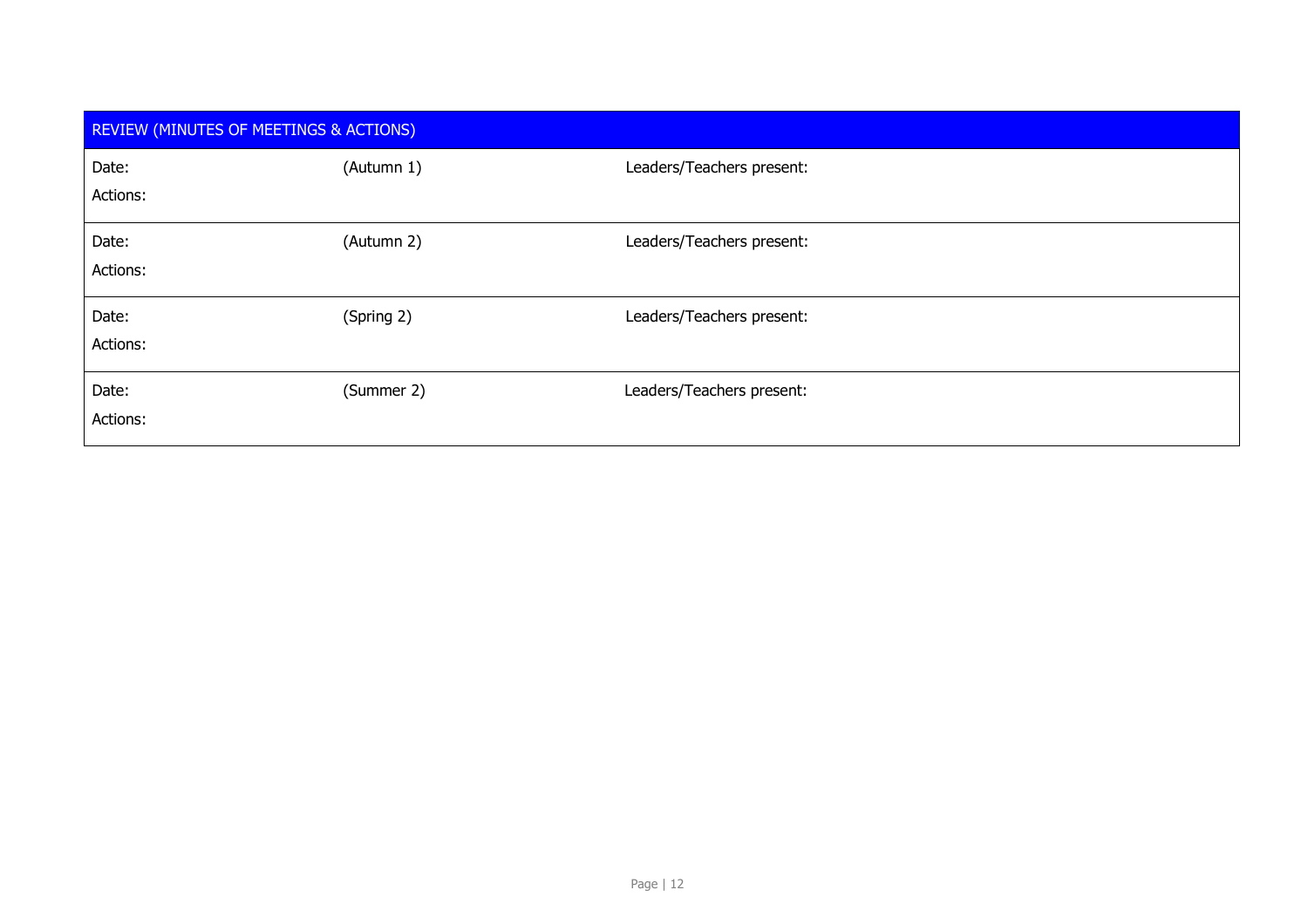| REVIEW (MINUTES OF MEETINGS & ACTIONS) | | |
|---|---|---|
| Date:<br>Actions: | (Autumn 1) | Leaders/Teachers present: |
| Date:<br>Actions: | (Autumn 2) | Leaders/Teachers present: |
| Date:<br>Actions: | (Spring 2) | Leaders/Teachers present: |
| Date:<br>Actions: | (Summer 2) | Leaders/Teachers present: |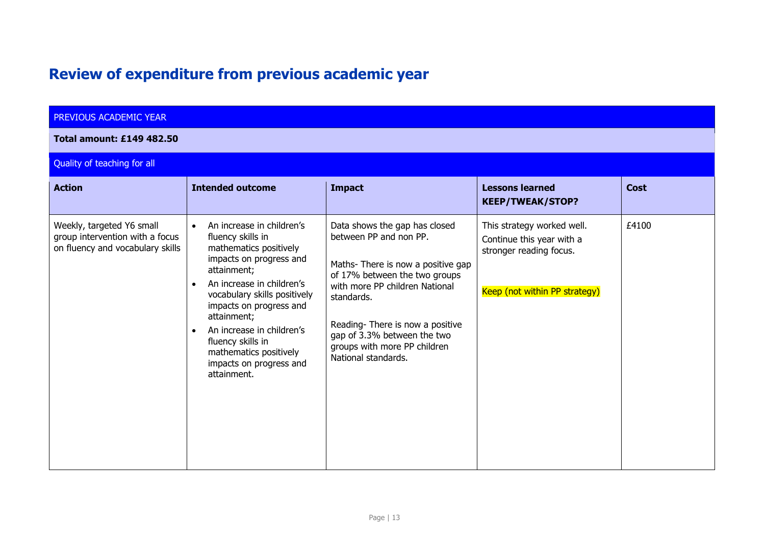# Review of expenditure from previous academic year

| PREVIOUS ACADEMIC YEAR | | | | |
|---|---|---|---|---|
| **Total amount: £149 482.50** | | | | |
| Quality of teaching for all | | | | |
| **Action** | **Intended outcome** | **Impact** | **Lessons learned KEEP/TWEAK/STOP?** | **Cost** |
| Weekly, targeted Y6 small group intervention with a focus on fluency and vocabulary skills | • An increase in children's fluency skills in mathematics positively impacts on progress and attainment;<br>• An increase in children's vocabulary skills positively impacts on progress and attainment;<br>• An increase in children's fluency skills in mathematics positively impacts on progress and attainment. | Data shows the gap has closed between PP and non PP.<br><br>Maths- There is now a positive gap of 17% between the two groups with more PP children National standards.<br><br>Reading- There is now a positive gap of 3.3% between the two groups with more PP children National standards. | This strategy worked well. Continue this year with a stronger reading focus.<br><br>Keep (not within PP strategy) | £4100 |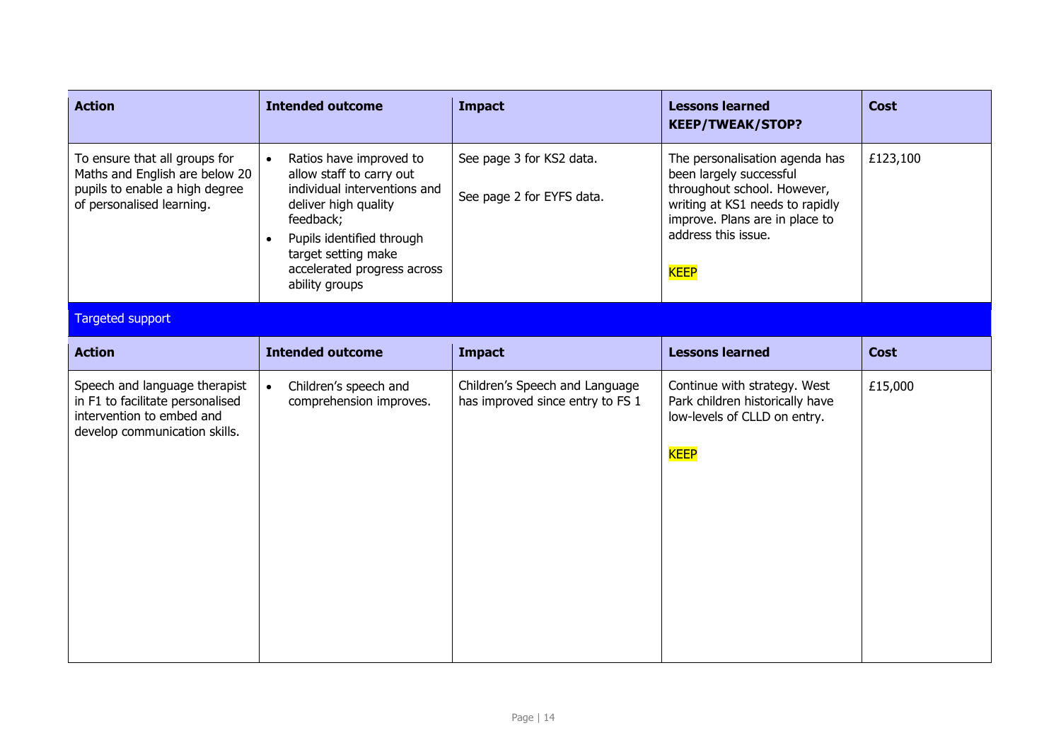| Action | Intended outcome | Impact | Lessons learned KEEP/TWEAK/STOP? | Cost |
|---|---|---|---|---|
| To ensure that all groups for Maths and English are below 20 pupils to enable a high degree of personalised learning. | • Ratios have improved to allow staff to carry out individual interventions and deliver high quality feedback; <br>• Pupils identified through target setting make accelerated progress across ability groups | See page 3 for KS2 data.<br><br>See page 2 for EYFS data. | The personalisation agenda has been largely successful throughout school. However, writing at KS1 needs to rapidly improve. Plans are in place to address this issue.<br><br>KEEP | £123,100 |

## Targeted support

| Action | Intended outcome | Impact | Lessons learned | Cost |
|---|---|---|---|---|
| Speech and language therapist in F1 to facilitate personalised intervention to embed and develop communication skills. | • Children's speech and comprehension improves. | Children's Speech and Language has improved since entry to FS 1 | Continue with strategy. West Park children historically have low-levels of CLLD on entry.<br><br>KEEP | £15,000 |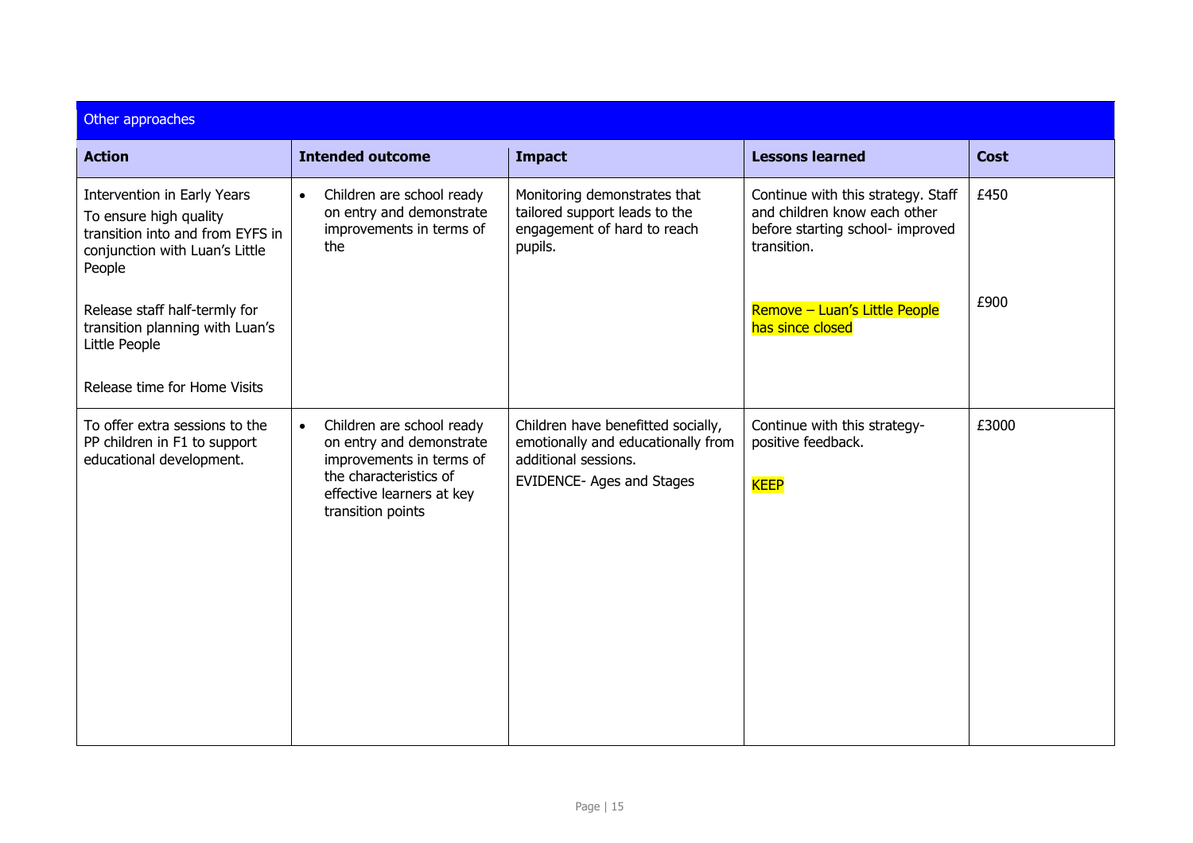| Other approaches | | | | |
|---|---|---|---|---|
| **Action** | **Intended outcome** | **Impact** | **Lessons learned** | **Cost** |
| Intervention in Early Years<br>To ensure high quality transition into and from EYFS in conjunction with Luan's Little People<br><br>Release staff half-termly for transition planning with Luan's Little People<br><br>Release time for Home Visits | • Children are school ready on entry and demonstrate improvements in terms of the | Monitoring demonstrates that tailored support leads to the engagement of hard to reach pupils. | Continue with this strategy. Staff and children know each other before starting school- improved transition.<br><br>Remove – Luan's Little People has since closed | £450<br><br>£900 |
| To offer extra sessions to the PP children in F1 to support educational development. | • Children are school ready on entry and demonstrate improvements in terms of the characteristics of effective learners at key transition points | Children have benefitted socially, emotionally and educationally from additional sessions.<br>EVIDENCE- Ages and Stages | Continue with this strategy- positive feedback.<br><br>KEEP | £3000 |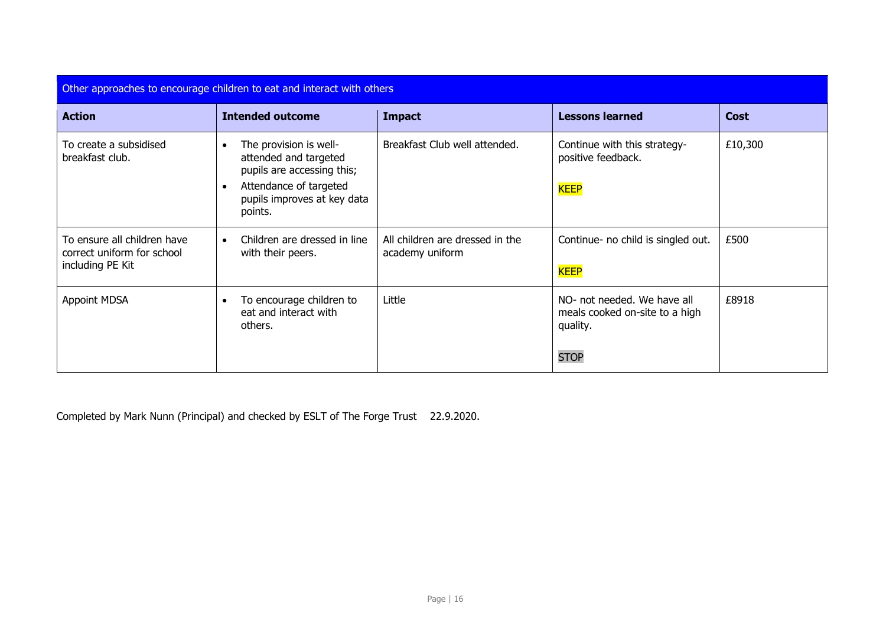| Other approaches to encourage children to eat and interact with others | | | | |
|---|---|---|---|---|
| **Action** | **Intended outcome** | **Impact** | **Lessons learned** | **Cost** |
| To create a subsidised breakfast club. | • The provision is well-attended and targeted pupils are accessing this; <br>• Attendance of targeted pupils improves at key data points. | Breakfast Club well attended. | Continue with this strategy- positive feedback. <br><br>KEEP | £10,300 |
| To ensure all children have correct uniform for school including PE Kit | • Children are dressed in line with their peers. | All children are dressed in the academy uniform | Continue- no child is singled out. <br><br>KEEP | £500 |
| Appoint MDSA | • To encourage children to eat and interact with others. | Little | NO- not needed. We have all meals cooked on-site to a high quality. <br><br>STOP | £8918 |

Completed by Mark Nunn (Principal) and checked by ESLT of The Forge Trust 22.9.2020.